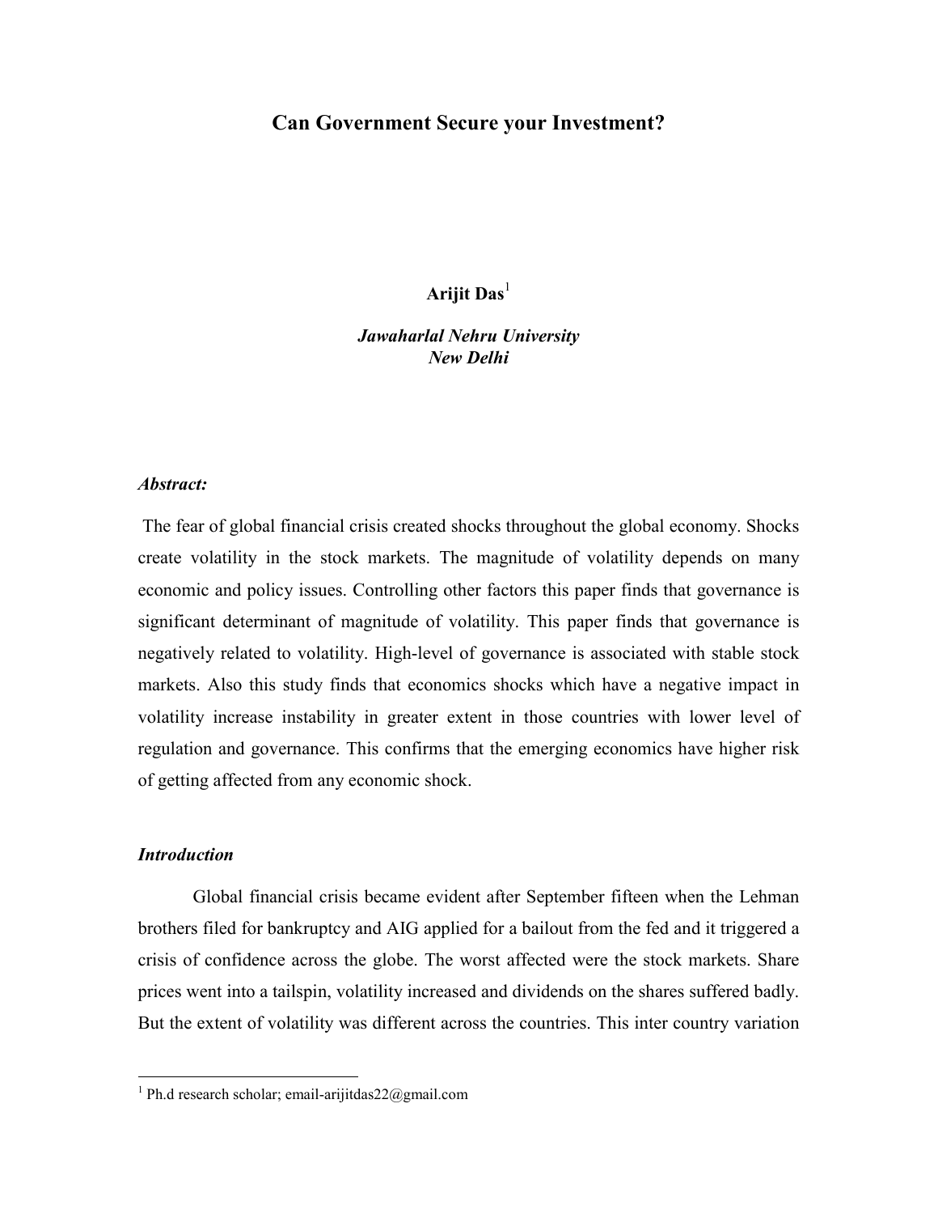# Can Government Secure your Investment?

**Arijit Das**[1]

***Jawaharlal Nehru University***
***New Delhi***

### *Abstract:*

The fear of global financial crisis created shocks throughout the global economy. Shocks create volatility in the stock markets. The magnitude of volatility depends on many economic and policy issues. Controlling other factors this paper finds that governance is significant determinant of magnitude of volatility. This paper finds that governance is negatively related to volatility. High-level of governance is associated with stable stock markets. Also this study finds that economics shocks which have a negative impact in volatility increase instability in greater extent in those countries with lower level of regulation and governance. This confirms that the emerging economics have higher risk of getting affected from any economic shock.

### *Introduction*

Global financial crisis became evident after September fifteen when the Lehman brothers filed for bankruptcy and AIG applied for a bailout from the fed and it triggered a crisis of confidence across the globe. The worst affected were the stock markets. Share prices went into a tailspin, volatility increased and dividends on the shares suffered badly. But the extent of volatility was different across the countries. This inter country variation

---

[1] Ph.d research scholar; email-arijitdas22@gmail.com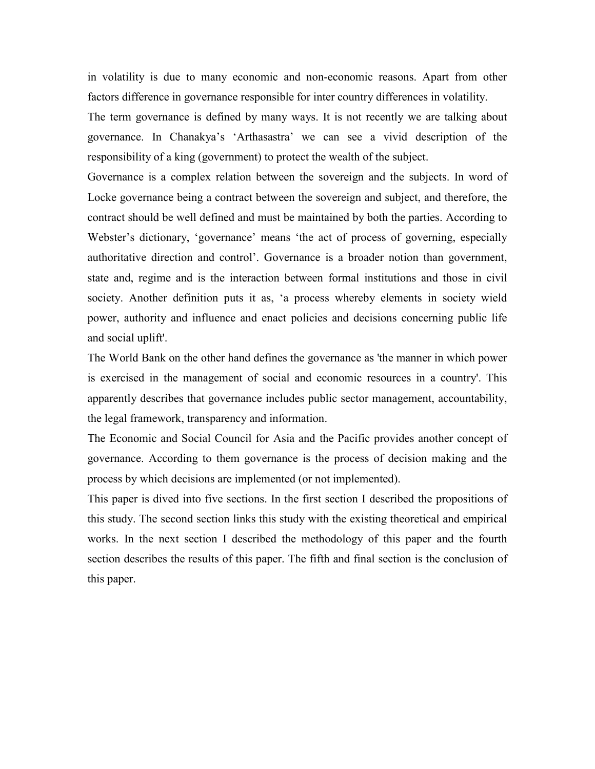in volatility is due to many economic and non-economic reasons. Apart from other factors difference in governance responsible for inter country differences in volatility.

The term governance is defined by many ways. It is not recently we are talking about governance. In Chanakya's 'Arthasastra' we can see a vivid description of the responsibility of a king (government) to protect the wealth of the subject.

Governance is a complex relation between the sovereign and the subjects. In word of Locke governance being a contract between the sovereign and subject, and therefore, the contract should be well defined and must be maintained by both the parties. According to Webster's dictionary, 'governance' means 'the act of process of governing, especially authoritative direction and control'. Governance is a broader notion than government, state and, regime and is the interaction between formal institutions and those in civil society. Another definition puts it as, 'a process whereby elements in society wield power, authority and influence and enact policies and decisions concerning public life and social uplift'.

The World Bank on the other hand defines the governance as 'the manner in which power is exercised in the management of social and economic resources in a country'. This apparently describes that governance includes public sector management, accountability, the legal framework, transparency and information.

The Economic and Social Council for Asia and the Pacific provides another concept of governance. According to them governance is the process of decision making and the process by which decisions are implemented (or not implemented).

This paper is dived into five sections. In the first section I described the propositions of this study. The second section links this study with the existing theoretical and empirical works. In the next section I described the methodology of this paper and the fourth section describes the results of this paper. The fifth and final section is the conclusion of this paper.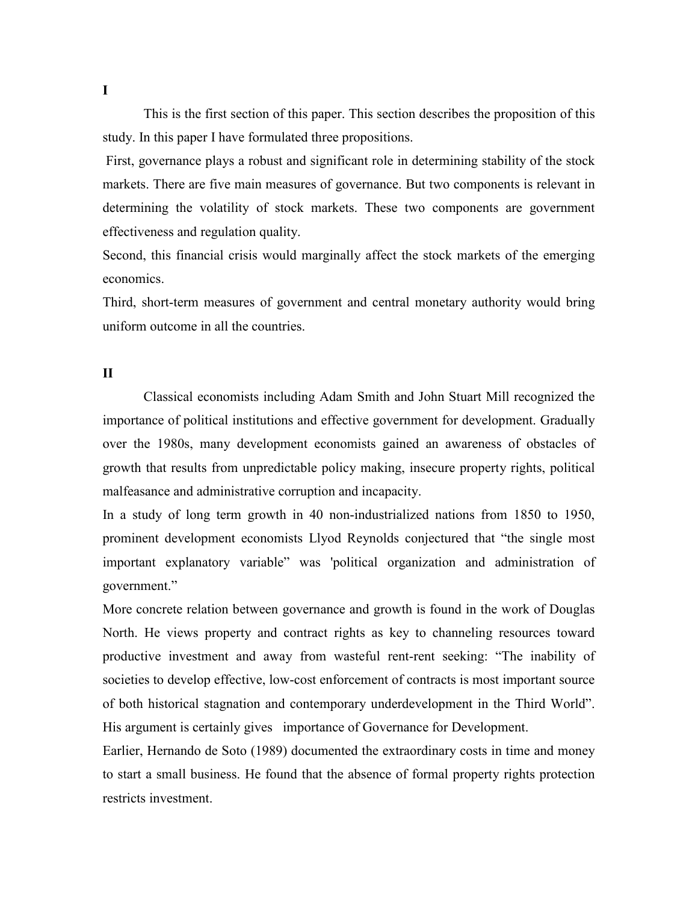**I**

This is the first section of this paper. This section describes the proposition of this study. In this paper I have formulated three propositions.

First, governance plays a robust and significant role in determining stability of the stock markets. There are five main measures of governance. But two components is relevant in determining the volatility of stock markets. These two components are government effectiveness and regulation quality.

Second, this financial crisis would marginally affect the stock markets of the emerging economics.

Third, short-term measures of government and central monetary authority would bring uniform outcome in all the countries.

**II**

Classical economists including Adam Smith and John Stuart Mill recognized the importance of political institutions and effective government for development. Gradually over the 1980s, many development economists gained an awareness of obstacles of growth that results from unpredictable policy making, insecure property rights, political malfeasance and administrative corruption and incapacity.

In a study of long term growth in 40 non-industrialized nations from 1850 to 1950, prominent development economists Llyod Reynolds conjectured that "the single most important explanatory variable" was 'political organization and administration of government."

More concrete relation between governance and growth is found in the work of Douglas North. He views property and contract rights as key to channeling resources toward productive investment and away from wasteful rent-rent seeking: "The inability of societies to develop effective, low-cost enforcement of contracts is most important source of both historical stagnation and contemporary underdevelopment in the Third World". His argument is certainly gives importance of Governance for Development.

Earlier, Hernando de Soto (1989) documented the extraordinary costs in time and money to start a small business. He found that the absence of formal property rights protection restricts investment.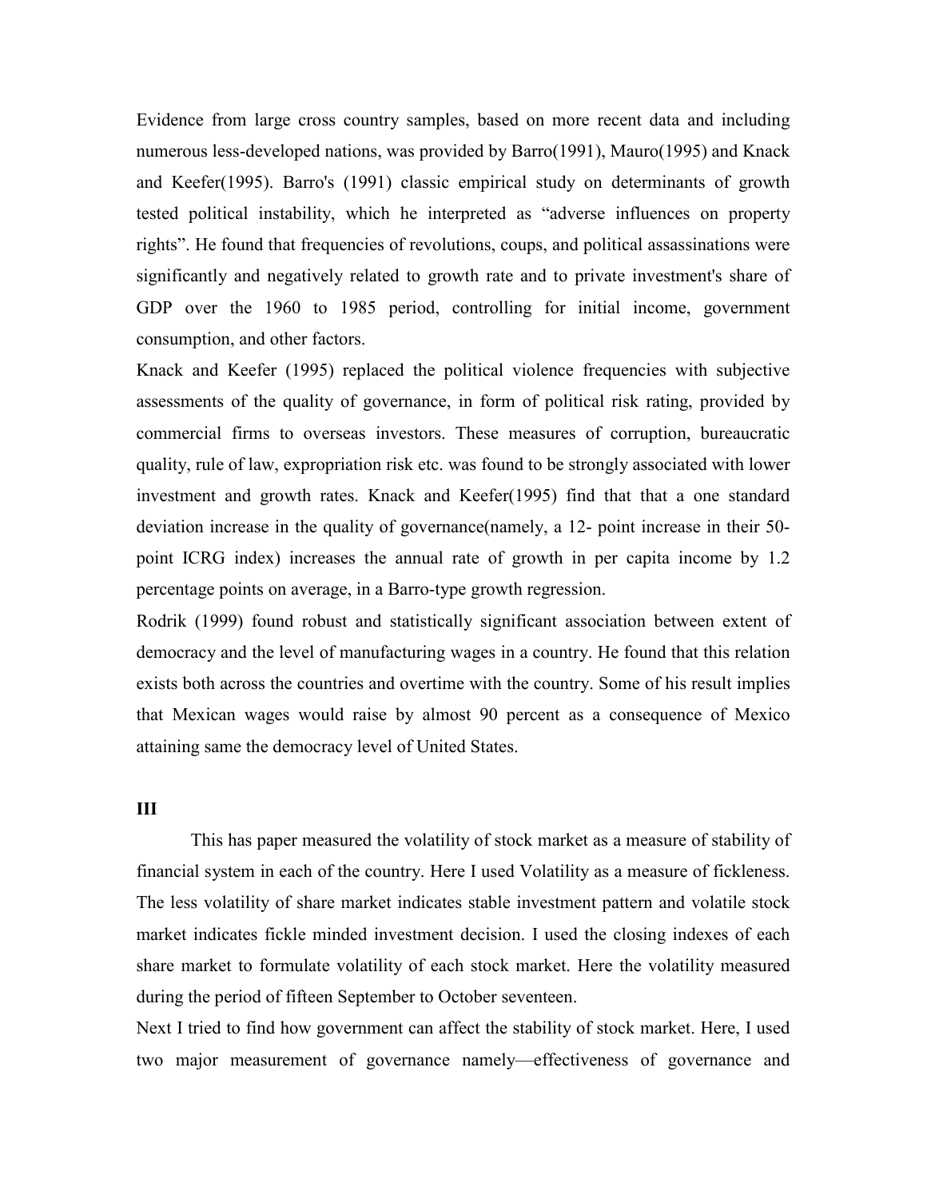Evidence from large cross country samples, based on more recent data and including numerous less-developed nations, was provided by Barro(1991), Mauro(1995) and Knack and Keefer(1995). Barro's (1991) classic empirical study on determinants of growth tested political instability, which he interpreted as "adverse influences on property rights". He found that frequencies of revolutions, coups, and political assassinations were significantly and negatively related to growth rate and to private investment's share of GDP over the 1960 to 1985 period, controlling for initial income, government consumption, and other factors.

Knack and Keefer (1995) replaced the political violence frequencies with subjective assessments of the quality of governance, in form of political risk rating, provided by commercial firms to overseas investors. These measures of corruption, bureaucratic quality, rule of law, expropriation risk etc. was found to be strongly associated with lower investment and growth rates. Knack and Keefer(1995) find that that a one standard deviation increase in the quality of governance(namely, a 12- point increase in their 50-point ICRG index) increases the annual rate of growth in per capita income by 1.2 percentage points on average, in a Barro-type growth regression.

Rodrik (1999) found robust and statistically significant association between extent of democracy and the level of manufacturing wages in a country. He found that this relation exists both across the countries and overtime with the country. Some of his result implies that Mexican wages would raise by almost 90 percent as a consequence of Mexico attaining same the democracy level of United States.

**III**

This has paper measured the volatility of stock market as a measure of stability of financial system in each of the country. Here I used Volatility as a measure of fickleness. The less volatility of share market indicates stable investment pattern and volatile stock market indicates fickle minded investment decision. I used the closing indexes of each share market to formulate volatility of each stock market. Here the volatility measured during the period of fifteen September to October seventeen.

Next I tried to find how government can affect the stability of stock market. Here, I used two major measurement of governance namely—effectiveness of governance and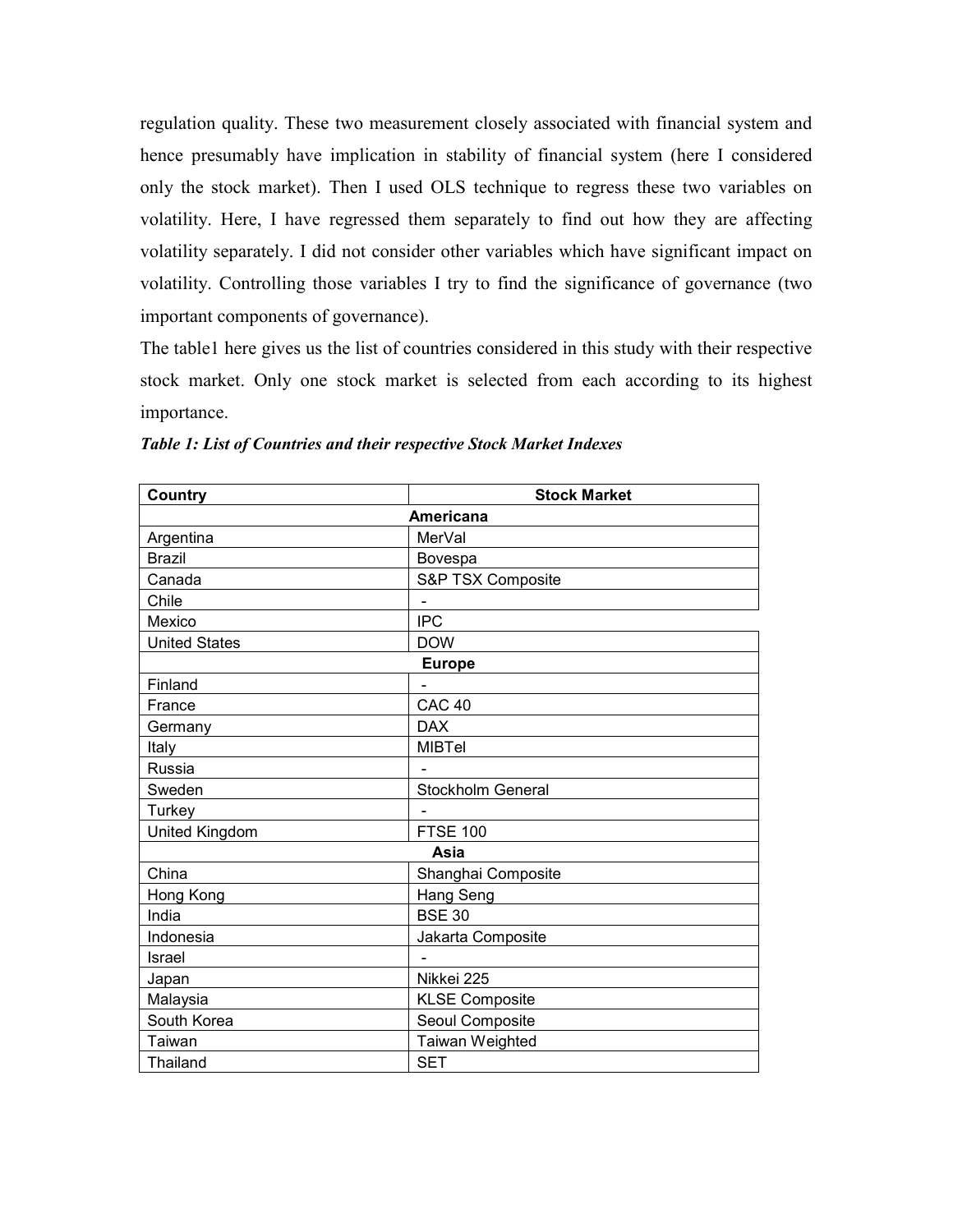regulation quality. These two measurement closely associated with financial system and hence presumably have implication in stability of financial system (here I considered only the stock market). Then I used OLS technique to regress these two variables on volatility. Here, I have regressed them separately to find out how they are affecting volatility separately. I did not consider other variables which have significant impact on volatility. Controlling those variables I try to find the significance of governance (two important components of governance).

The table1 here gives us the list of countries considered in this study with their respective stock market. Only one stock market is selected from each according to its highest importance.

***Table 1: List of Countries and their respective Stock Market Indexes***

| Country | Stock Market |
|---|---|
| **Americana** | |
| Argentina | MerVal |
| Brazil | Bovespa |
| Canada | S&P TSX Composite |
| Chile | - |
| Mexico | IPC |
| United States | DOW |
| **Europe** | |
| Finland | - |
| France | CAC 40 |
| Germany | DAX |
| Italy | MIBTel |
| Russia | - |
| Sweden | Stockholm General |
| Turkey | - |
| United Kingdom | FTSE 100 |
| **Asia** | |
| China | Shanghai Composite |
| Hong Kong | Hang Seng |
| India | BSE 30 |
| Indonesia | Jakarta Composite |
| Israel | - |
| Japan | Nikkei 225 |
| Malaysia | KLSE Composite |
| South Korea | Seoul Composite |
| Taiwan | Taiwan Weighted |
| Thailand | SET |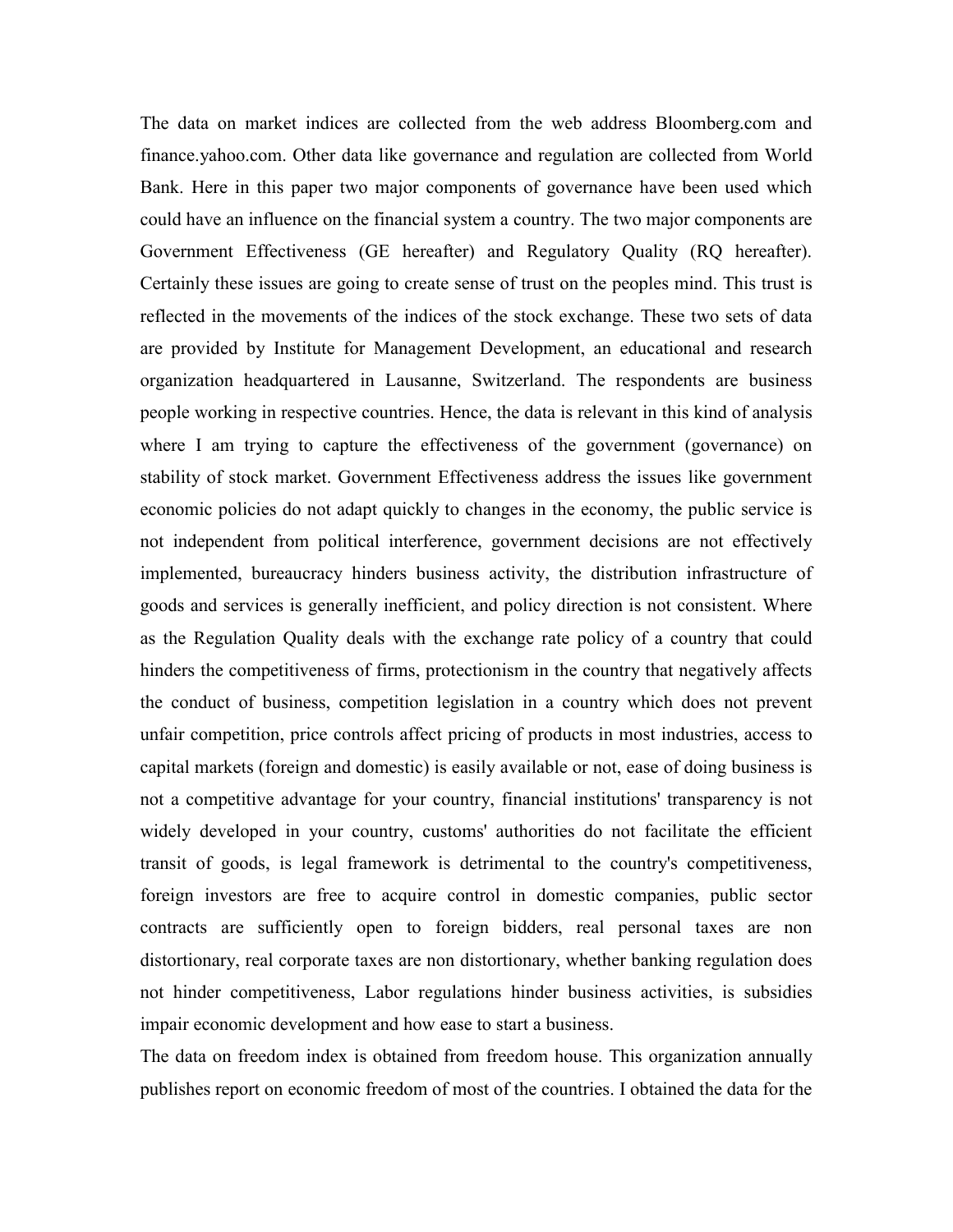The data on market indices are collected from the web address Bloomberg.com and finance.yahoo.com. Other data like governance and regulation are collected from World Bank. Here in this paper two major components of governance have been used which could have an influence on the financial system a country. The two major components are Government Effectiveness (GE hereafter) and Regulatory Quality (RQ hereafter). Certainly these issues are going to create sense of trust on the peoples mind. This trust is reflected in the movements of the indices of the stock exchange. These two sets of data are provided by Institute for Management Development, an educational and research organization headquartered in Lausanne, Switzerland. The respondents are business people working in respective countries. Hence, the data is relevant in this kind of analysis where I am trying to capture the effectiveness of the government (governance) on stability of stock market. Government Effectiveness address the issues like government economic policies do not adapt quickly to changes in the economy, the public service is not independent from political interference, government decisions are not effectively implemented, bureaucracy hinders business activity, the distribution infrastructure of goods and services is generally inefficient, and policy direction is not consistent. Where as the Regulation Quality deals with the exchange rate policy of a country that could hinders the competitiveness of firms, protectionism in the country that negatively affects the conduct of business, competition legislation in a country which does not prevent unfair competition, price controls affect pricing of products in most industries, access to capital markets (foreign and domestic) is easily available or not, ease of doing business is not a competitive advantage for your country, financial institutions' transparency is not widely developed in your country, customs' authorities do not facilitate the efficient transit of goods, is legal framework is detrimental to the country's competitiveness, foreign investors are free to acquire control in domestic companies, public sector contracts are sufficiently open to foreign bidders, real personal taxes are non distortionary, real corporate taxes are non distortionary, whether banking regulation does not hinder competitiveness, Labor regulations hinder business activities, is subsidies impair economic development and how ease to start a business.

The data on freedom index is obtained from freedom house. This organization annually publishes report on economic freedom of most of the countries. I obtained the data for the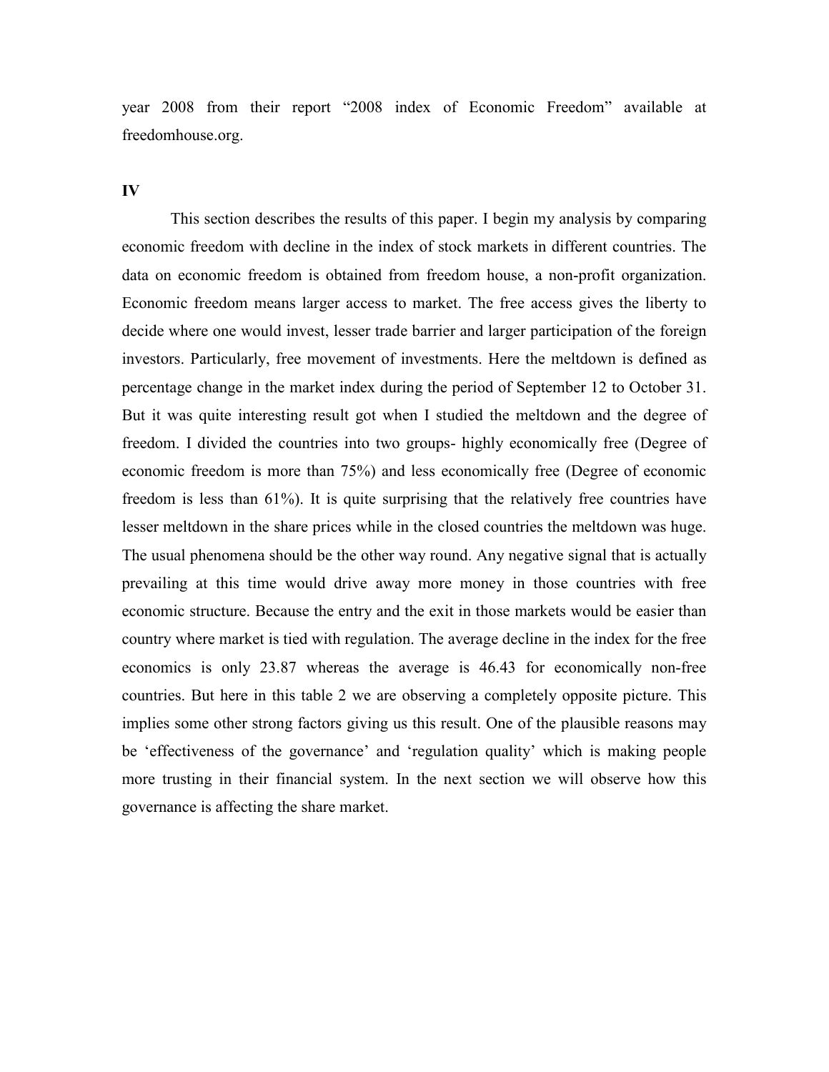year 2008 from their report "2008 index of Economic Freedom" available at freedomhouse.org.

**IV**

This section describes the results of this paper. I begin my analysis by comparing economic freedom with decline in the index of stock markets in different countries. The data on economic freedom is obtained from freedom house, a non-profit organization. Economic freedom means larger access to market. The free access gives the liberty to decide where one would invest, lesser trade barrier and larger participation of the foreign investors. Particularly, free movement of investments. Here the meltdown is defined as percentage change in the market index during the period of September 12 to October 31. But it was quite interesting result got when I studied the meltdown and the degree of freedom. I divided the countries into two groups- highly economically free (Degree of economic freedom is more than 75%) and less economically free (Degree of economic freedom is less than 61%). It is quite surprising that the relatively free countries have lesser meltdown in the share prices while in the closed countries the meltdown was huge. The usual phenomena should be the other way round. Any negative signal that is actually prevailing at this time would drive away more money in those countries with free economic structure. Because the entry and the exit in those markets would be easier than country where market is tied with regulation. The average decline in the index for the free economics is only 23.87 whereas the average is 46.43 for economically non-free countries. But here in this table 2 we are observing a completely opposite picture. This implies some other strong factors giving us this result. One of the plausible reasons may be 'effectiveness of the governance' and 'regulation quality' which is making people more trusting in their financial system. In the next section we will observe how this governance is affecting the share market.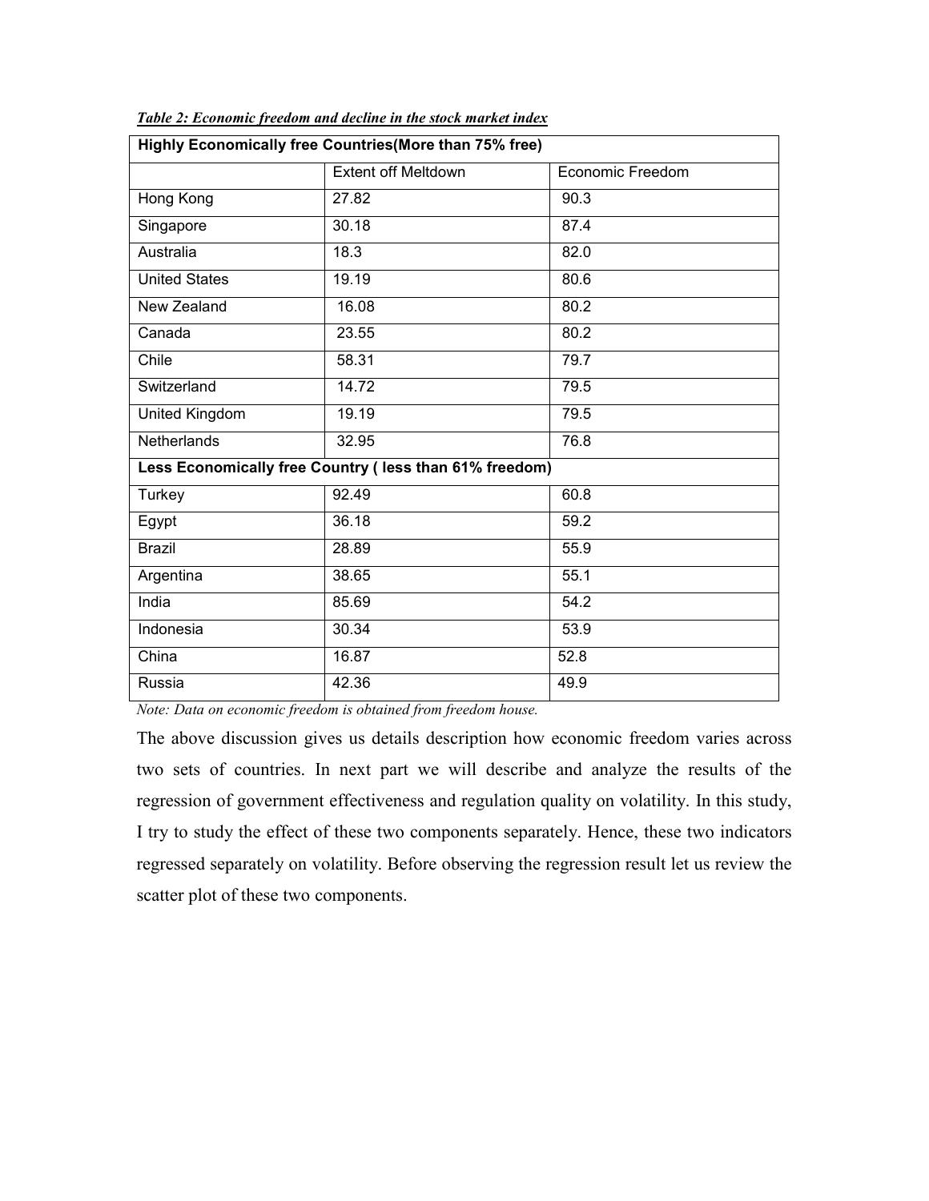***Table 2: Economic freedom and decline in the stock market index***

| **Highly Economically free Countries(More than 75% free)** | | |
|---|---|---|
| | Extent off Meltdown | Economic Freedom |
| Hong Kong | 27.82 | 90.3 |
| Singapore | 30.18 | 87.4 |
| Australia | 18.3 | 82.0 |
| United States | 19.19 | 80.6 |
| New Zealand | 16.08 | 80.2 |
| Canada | 23.55 | 80.2 |
| Chile | 58.31 | 79.7 |
| Switzerland | 14.72 | 79.5 |
| United Kingdom | 19.19 | 79.5 |
| Netherlands | 32.95 | 76.8 |
| **Less Economically free Country ( less than 61% freedom)** | | |
| Turkey | 92.49 | 60.8 |
| Egypt | 36.18 | 59.2 |
| Brazil | 28.89 | 55.9 |
| Argentina | 38.65 | 55.1 |
| India | 85.69 | 54.2 |
| Indonesia | 30.34 | 53.9 |
| China | 16.87 | 52.8 |
| Russia | 42.36 | 49.9 |

*Note: Data on economic freedom is obtained from freedom house.*

The above discussion gives us details description how economic freedom varies across two sets of countries. In next part we will describe and analyze the results of the regression of government effectiveness and regulation quality on volatility. In this study, I try to study the effect of these two components separately. Hence, these two indicators regressed separately on volatility. Before observing the regression result let us review the scatter plot of these two components.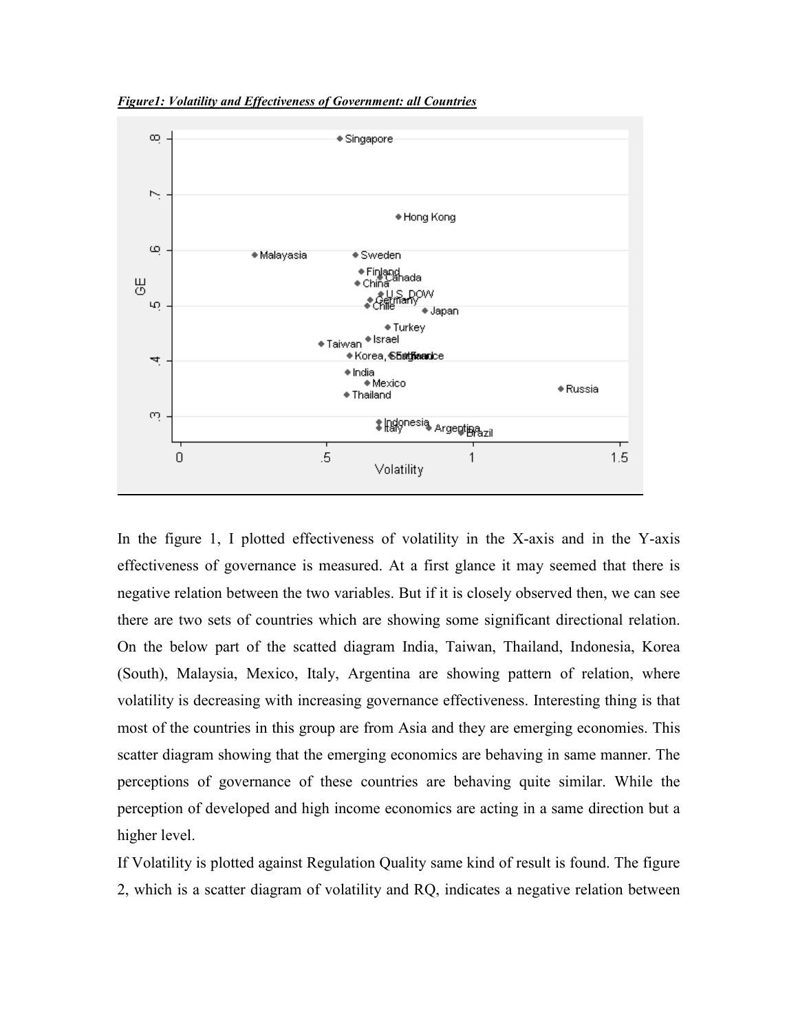***Figure1: Volatility and Effectiveness of Government: all Countries***

In the figure 1, I plotted effectiveness of volatility in the X-axis and in the Y-axis effectiveness of governance is measured. At a first glance it may seemed that there is negative relation between the two variables. But if it is closely observed then, we can see there are two sets of countries which are showing some significant directional relation. On the below part of the scatted diagram India, Taiwan, Thailand, Indonesia, Korea (South), Malaysia, Mexico, Italy, Argentina are showing pattern of relation, where volatility is decreasing with increasing governance effectiveness. Interesting thing is that most of the countries in this group are from Asia and they are emerging economies. This scatter diagram showing that the emerging economics are behaving in same manner. The perceptions of governance of these countries are behaving quite similar. While the perception of developed and high income economics are acting in a same direction but a higher level.

If Volatility is plotted against Regulation Quality same kind of result is found. The figure 2, which is a scatter diagram of volatility and RQ, indicates a negative relation between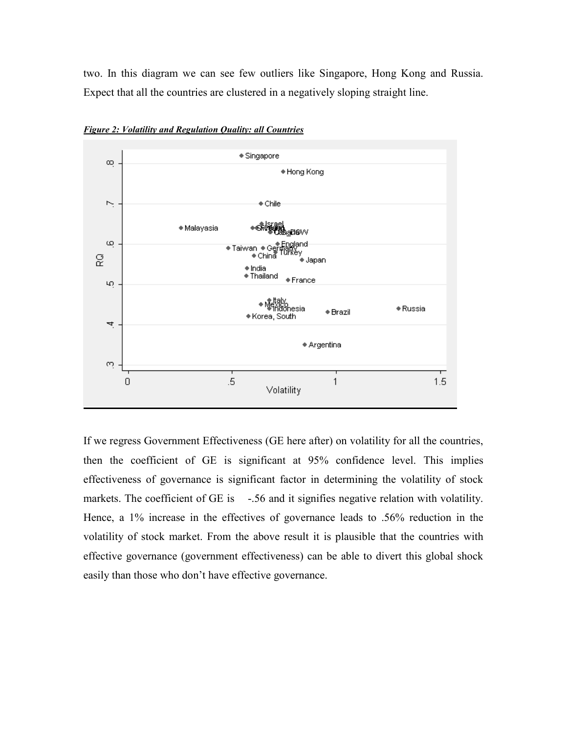two. In this diagram we can see few outliers like Singapore, Hong Kong and Russia. Expect that all the countries are clustered in a negatively sloping straight line.

***Figure 2: Volatility and Regulation Quality: all Countries***

If we regress Government Effectiveness (GE here after) on volatility for all the countries, then the coefficient of GE is significant at 95% confidence level. This implies effectiveness of governance is significant factor in determining the volatility of stock markets. The coefficient of GE is -.56 and it signifies negative relation with volatility. Hence, a 1% increase in the effectives of governance leads to .56% reduction in the volatility of stock market. From the above result it is plausible that the countries with effective governance (government effectiveness) can be able to divert this global shock easily than those who don't have effective governance.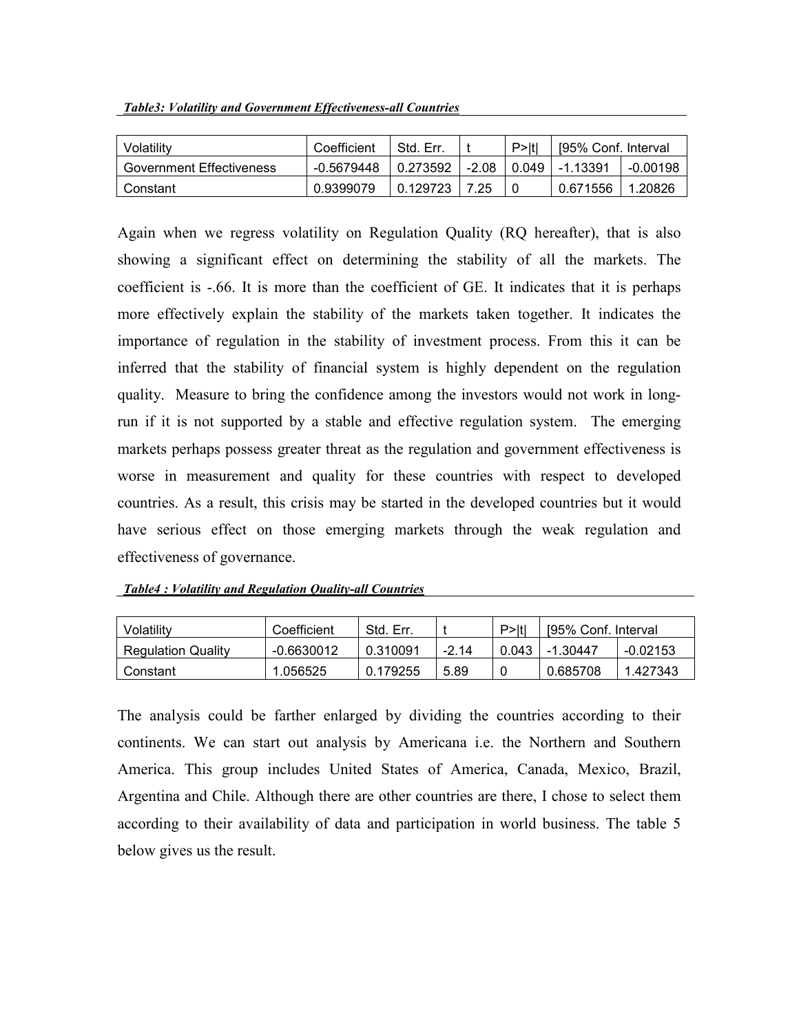***Table3: Volatility and Government Effectiveness-all Countries***

| Volatility | Coefficient | Std. Err. | t | P>\|t\| | [95% Conf. Interval | |
|---|---|---|---|---|---|---|
| Government Effectiveness | -0.5679448 | 0.273592 | -2.08 | 0.049 | -1.13391 | -0.00198 |
| Constant | 0.9399079 | 0.129723 | 7.25 | 0 | 0.671556 | 1.20826 |

Again when we regress volatility on Regulation Quality (RQ hereafter), that is also showing a significant effect on determining the stability of all the markets. The coefficient is -.66. It is more than the coefficient of GE. It indicates that it is perhaps more effectively explain the stability of the markets taken together. It indicates the importance of regulation in the stability of investment process. From this it can be inferred that the stability of financial system is highly dependent on the regulation quality. Measure to bring the confidence among the investors would not work in long-run if it is not supported by a stable and effective regulation system. The emerging markets perhaps possess greater threat as the regulation and government effectiveness is worse in measurement and quality for these countries with respect to developed countries. As a result, this crisis may be started in the developed countries but it would have serious effect on those emerging markets through the weak regulation and effectiveness of governance.

***Table4 : Volatility and Regulation Quality-all Countries***

| Volatility | Coefficient | Std. Err. | t | P>\|t\| | [95% Conf. Interval | |
|---|---|---|---|---|---|---|
| Regulation Quality | -0.6630012 | 0.310091 | -2.14 | 0.043 | -1.30447 | -0.02153 |
| Constant | 1.056525 | 0.179255 | 5.89 | 0 | 0.685708 | 1.427343 |

The analysis could be farther enlarged by dividing the countries according to their continents. We can start out analysis by Americana i.e. the Northern and Southern America. This group includes United States of America, Canada, Mexico, Brazil, Argentina and Chile. Although there are other countries are there, I chose to select them according to their availability of data and participation in world business. The table 5 below gives us the result.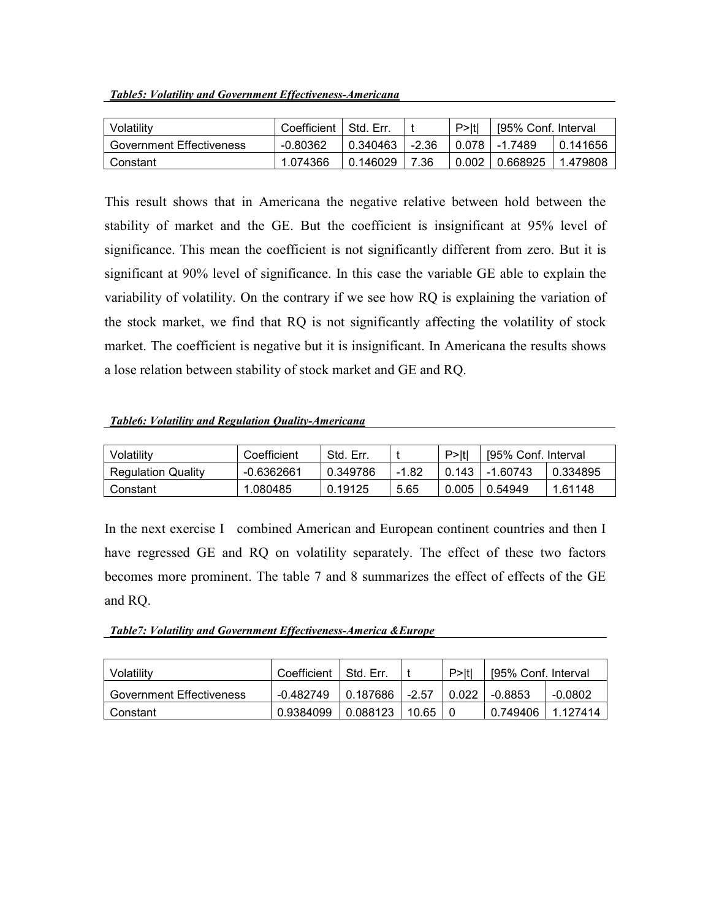***Table5: Volatility and Government Effectiveness-Americana***

| Volatility | Coefficient | Std. Err. | t | P>\|t\| | [95% Conf. Interval | |
|---|---|---|---|---|---|---|
| Government Effectiveness | -0.80362 | 0.340463 | -2.36 | 0.078 | -1.7489 | 0.141656 |
| Constant | 1.074366 | 0.146029 | 7.36 | 0.002 | 0.668925 | 1.479808 |

This result shows that in Americana the negative relative between hold between the stability of market and the GE. But the coefficient is insignificant at 95% level of significance. This mean the coefficient is not significantly different from zero. But it is significant at 90% level of significance. In this case the variable GE able to explain the variability of volatility. On the contrary if we see how RQ is explaining the variation of the stock market, we find that RQ is not significantly affecting the volatility of stock market. The coefficient is negative but it is insignificant. In Americana the results shows a lose relation between stability of stock market and GE and RQ.

***Table6: Volatility and Regulation Quality-Americana***

| Volatility | Coefficient | Std. Err. | t | P>\|t\| | [95% Conf. Interval | |
|---|---|---|---|---|---|---|
| Regulation Quality | -0.6362661 | 0.349786 | -1.82 | 0.143 | -1.60743 | 0.334895 |
| Constant | 1.080485 | 0.19125 | 5.65 | 0.005 | 0.54949 | 1.61148 |

In the next exercise I combined American and European continent countries and then I have regressed GE and RQ on volatility separately. The effect of these two factors becomes more prominent. The table 7 and 8 summarizes the effect of effects of the GE and RQ.

***Table7: Volatility and Government Effectiveness-America &Europe***

| Volatility | Coefficient | Std. Err. | t | P>\|t\| | [95% Conf. Interval | |
|---|---|---|---|---|---|---|
| Government Effectiveness | -0.482749 | 0.187686 | -2.57 | 0.022 | -0.8853 | -0.0802 |
| Constant | 0.9384099 | 0.088123 | 10.65 | 0 | 0.749406 | 1.127414 |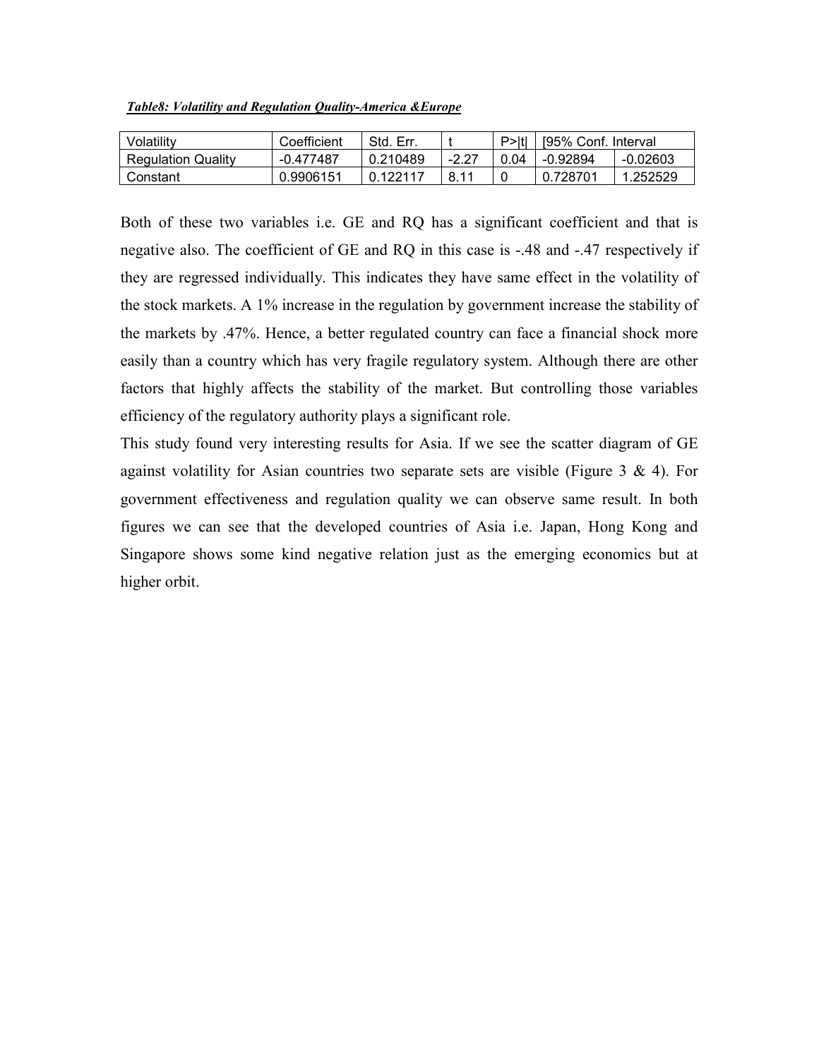***Table8: Volatility and Regulation Quality-America &Europe***

| Volatility | Coefficient | Std. Err. | t | P>\|t\| | [95% Conf. Interval | |
|---|---|---|---|---|---|---|
| Regulation Quality | -0.477487 | 0.210489 | -2.27 | 0.04 | -0.92894 | -0.02603 |
| Constant | 0.9906151 | 0.122117 | 8.11 | 0 | 0.728701 | 1.252529 |

Both of these two variables i.e. GE and RQ has a significant coefficient and that is negative also. The coefficient of GE and RQ in this case is -.48 and -.47 respectively if they are regressed individually. This indicates they have same effect in the volatility of the stock markets. A 1% increase in the regulation by government increase the stability of the markets by .47%. Hence, a better regulated country can face a financial shock more easily than a country which has very fragile regulatory system. Although there are other factors that highly affects the stability of the market. But controlling those variables efficiency of the regulatory authority plays a significant role.

This study found very interesting results for Asia. If we see the scatter diagram of GE against volatility for Asian countries two separate sets are visible (Figure 3 & 4). For government effectiveness and regulation quality we can observe same result. In both figures we can see that the developed countries of Asia i.e. Japan, Hong Kong and Singapore shows some kind negative relation just as the emerging economics but at higher orbit.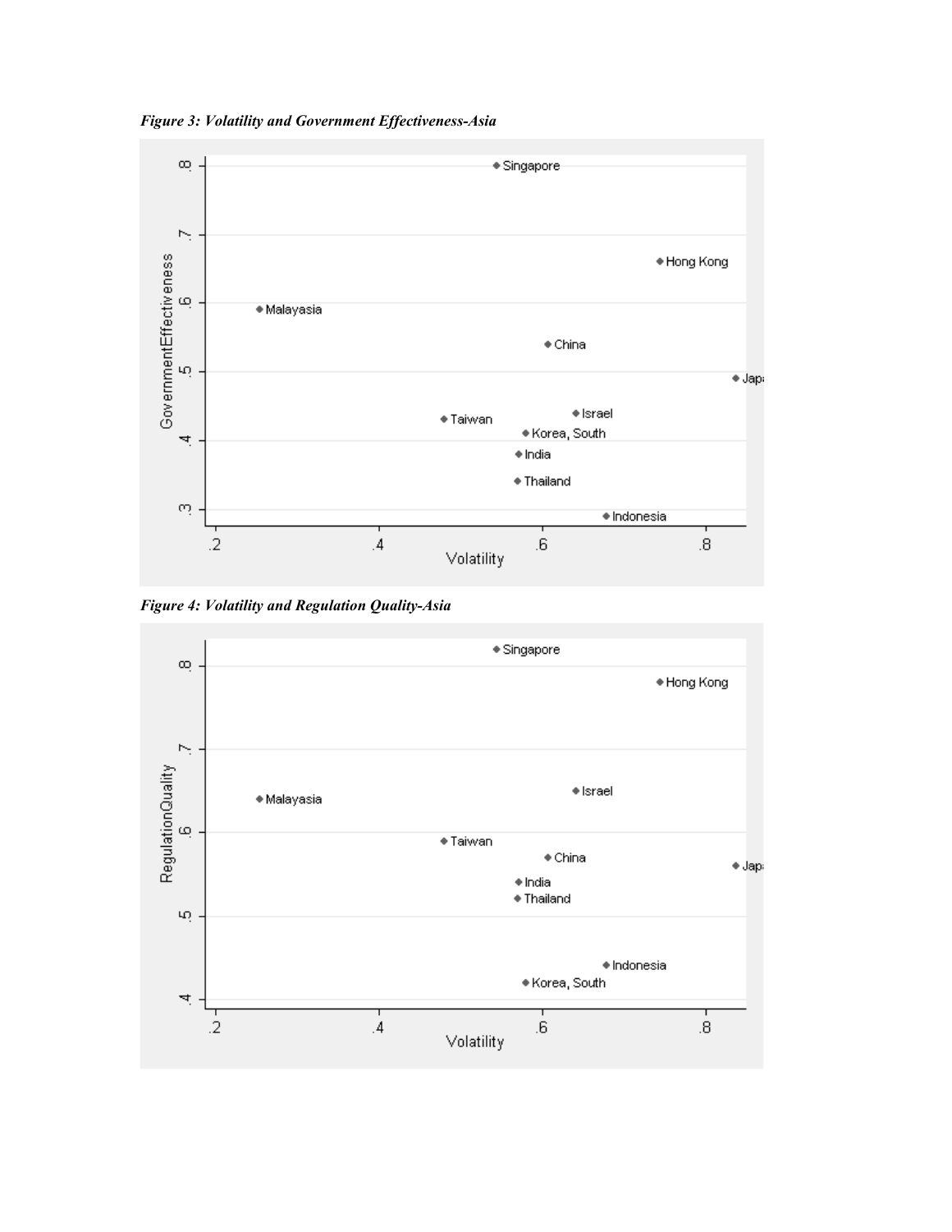*Figure 3: Volatility and Government Effectiveness-Asia*

*Figure 4: Volatility and Regulation Quality-Asia*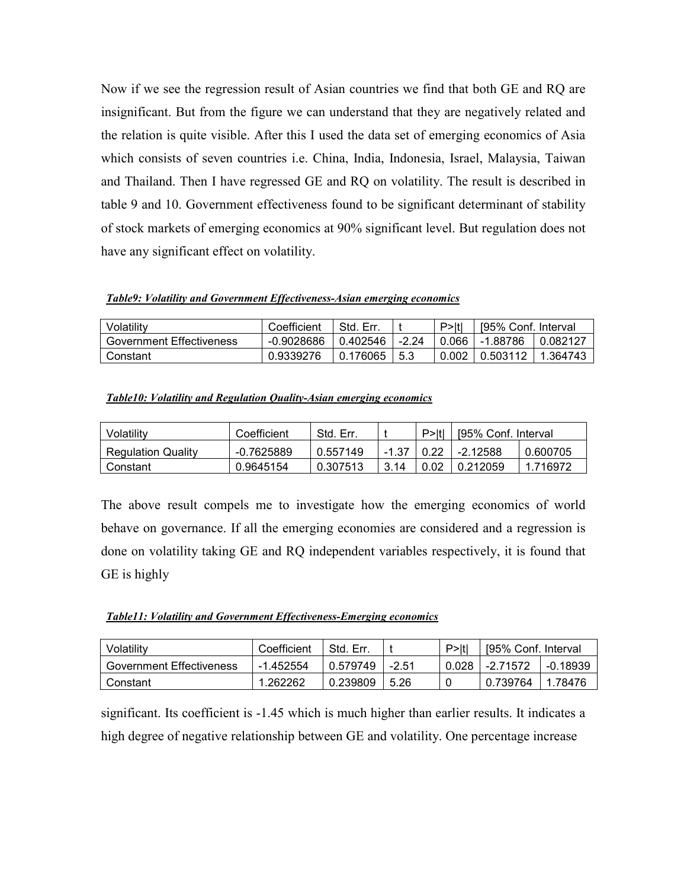Now if we see the regression result of Asian countries we find that both GE and RQ are insignificant. But from the figure we can understand that they are negatively related and the relation is quite visible. After this I used the data set of emerging economics of Asia which consists of seven countries i.e. China, India, Indonesia, Israel, Malaysia, Taiwan and Thailand. Then I have regressed GE and RQ on volatility. The result is described in table 9 and 10. Government effectiveness found to be significant determinant of stability of stock markets of emerging economics at 90% significant level. But regulation does not have any significant effect on volatility.

***Table9: Volatility and Government Effectiveness-Asian emerging economics***

| Volatility | Coefficient | Std. Err. | t | P>\|t\| | [95% Conf. Interval | |
|---|---|---|---|---|---|---|
| Government Effectiveness | -0.9028686 | 0.402546 | -2.24 | 0.066 | -1.88786 | 0.082127 |
| Constant | 0.9339276 | 0.176065 | 5.3 | 0.002 | 0.503112 | 1.364743 |

***Table10: Volatility and Regulation Quality-Asian emerging economics***

| Volatility | Coefficient | Std. Err. | t | P>\|t\| | [95% Conf. Interval | |
|---|---|---|---|---|---|---|
| Regulation Quality | -0.7625889 | 0.557149 | -1.37 | 0.22 | -2.12588 | 0.600705 |
| Constant | 0.9645154 | 0.307513 | 3.14 | 0.02 | 0.212059 | 1.716972 |

The above result compels me to investigate how the emerging economics of world behave on governance. If all the emerging economies are considered and a regression is done on volatility taking GE and RQ independent variables respectively, it is found that GE is highly significant. Its coefficient is -1.45 which is much higher than earlier results. It indicates a high degree of negative relationship between GE and volatility. One percentage increase

***Table11: Volatility and Government Effectiveness-Emerging economics***

| Volatility | Coefficient | Std. Err. | t | P>\|t\| | [95% Conf. Interval | |
|---|---|---|---|---|---|---|
| Government Effectiveness | -1.452554 | 0.579749 | -2.51 | 0.028 | -2.71572 | -0.18939 |
| Constant | 1.262262 | 0.239809 | 5.26 | 0 | 0.739764 | 1.78476 |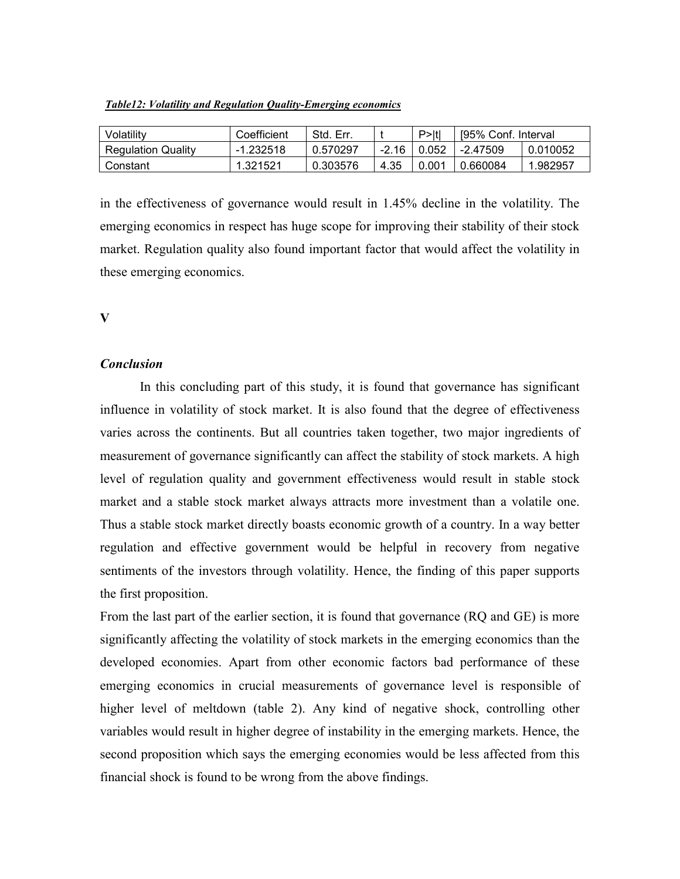***Table12: Volatility and Regulation Quality-Emerging economics***

| Volatility | Coefficient | Std. Err. | t | P>\|t\| | [95% Conf. Interval | |
|---|---|---|---|---|---|---|
| Regulation Quality | -1.232518 | 0.570297 | -2.16 | 0.052 | -2.47509 | 0.010052 |
| Constant | 1.321521 | 0.303576 | 4.35 | 0.001 | 0.660084 | 1.982957 |

in the effectiveness of governance would result in 1.45% decline in the volatility. The emerging economics in respect has huge scope for improving their stability of their stock market. Regulation quality also found important factor that would affect the volatility in these emerging economics.

**V**

### *Conclusion*

In this concluding part of this study, it is found that governance has significant influence in volatility of stock market. It is also found that the degree of effectiveness varies across the continents. But all countries taken together, two major ingredients of measurement of governance significantly can affect the stability of stock markets. A high level of regulation quality and government effectiveness would result in stable stock market and a stable stock market always attracts more investment than a volatile one. Thus a stable stock market directly boasts economic growth of a country. In a way better regulation and effective government would be helpful in recovery from negative sentiments of the investors through volatility. Hence, the finding of this paper supports the first proposition.

From the last part of the earlier section, it is found that governance (RQ and GE) is more significantly affecting the volatility of stock markets in the emerging economics than the developed economies. Apart from other economic factors bad performance of these emerging economics in crucial measurements of governance level is responsible of higher level of meltdown (table 2). Any kind of negative shock, controlling other variables would result in higher degree of instability in the emerging markets. Hence, the second proposition which says the emerging economies would be less affected from this financial shock is found to be wrong from the above findings.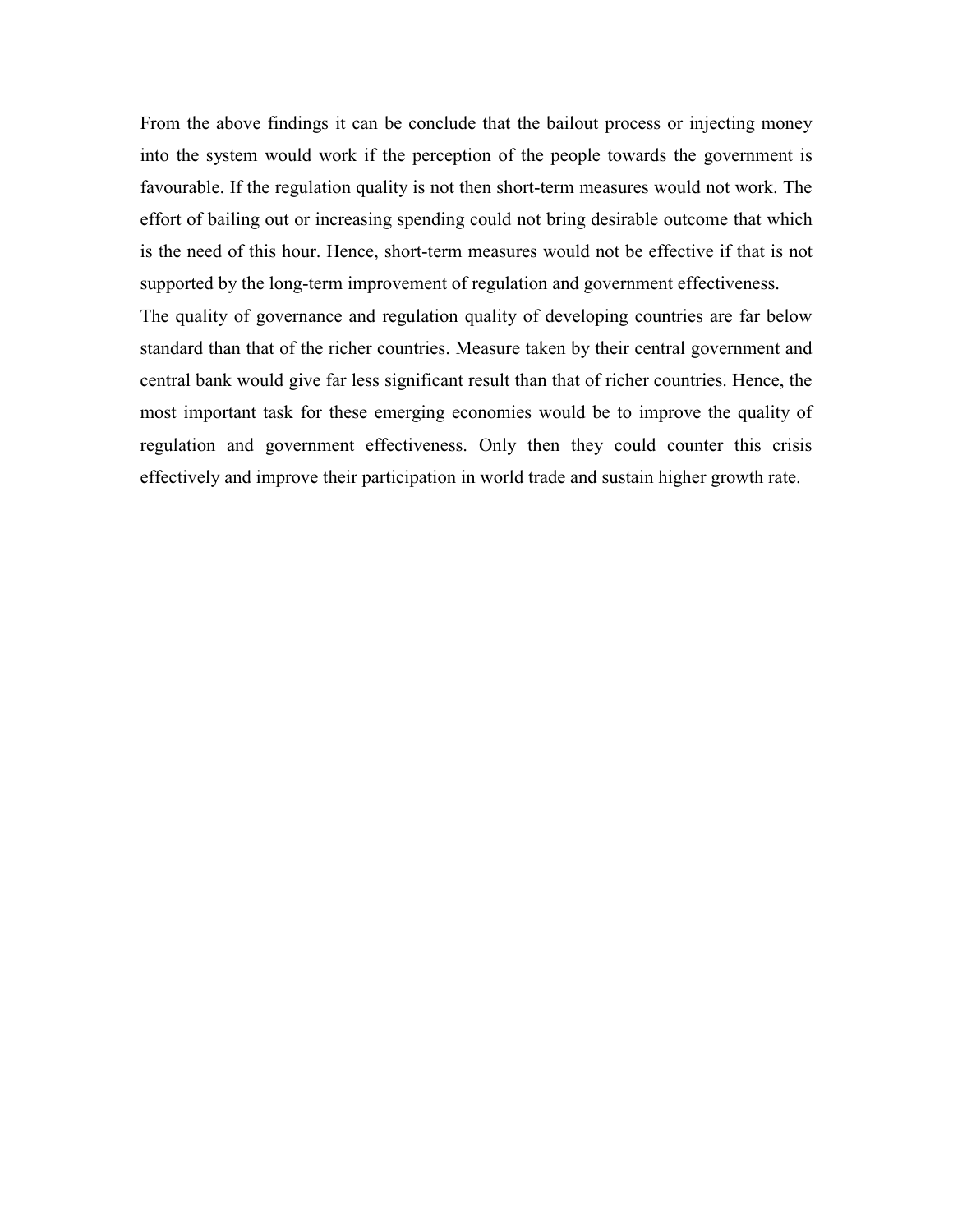From the above findings it can be conclude that the bailout process or injecting money into the system would work if the perception of the people towards the government is favourable. If the regulation quality is not then short-term measures would not work. The effort of bailing out or increasing spending could not bring desirable outcome that which is the need of this hour. Hence, short-term measures would not be effective if that is not supported by the long-term improvement of regulation and government effectiveness.

The quality of governance and regulation quality of developing countries are far below standard than that of the richer countries. Measure taken by their central government and central bank would give far less significant result than that of richer countries. Hence, the most important task for these emerging economies would be to improve the quality of regulation and government effectiveness. Only then they could counter this crisis effectively and improve their participation in world trade and sustain higher growth rate.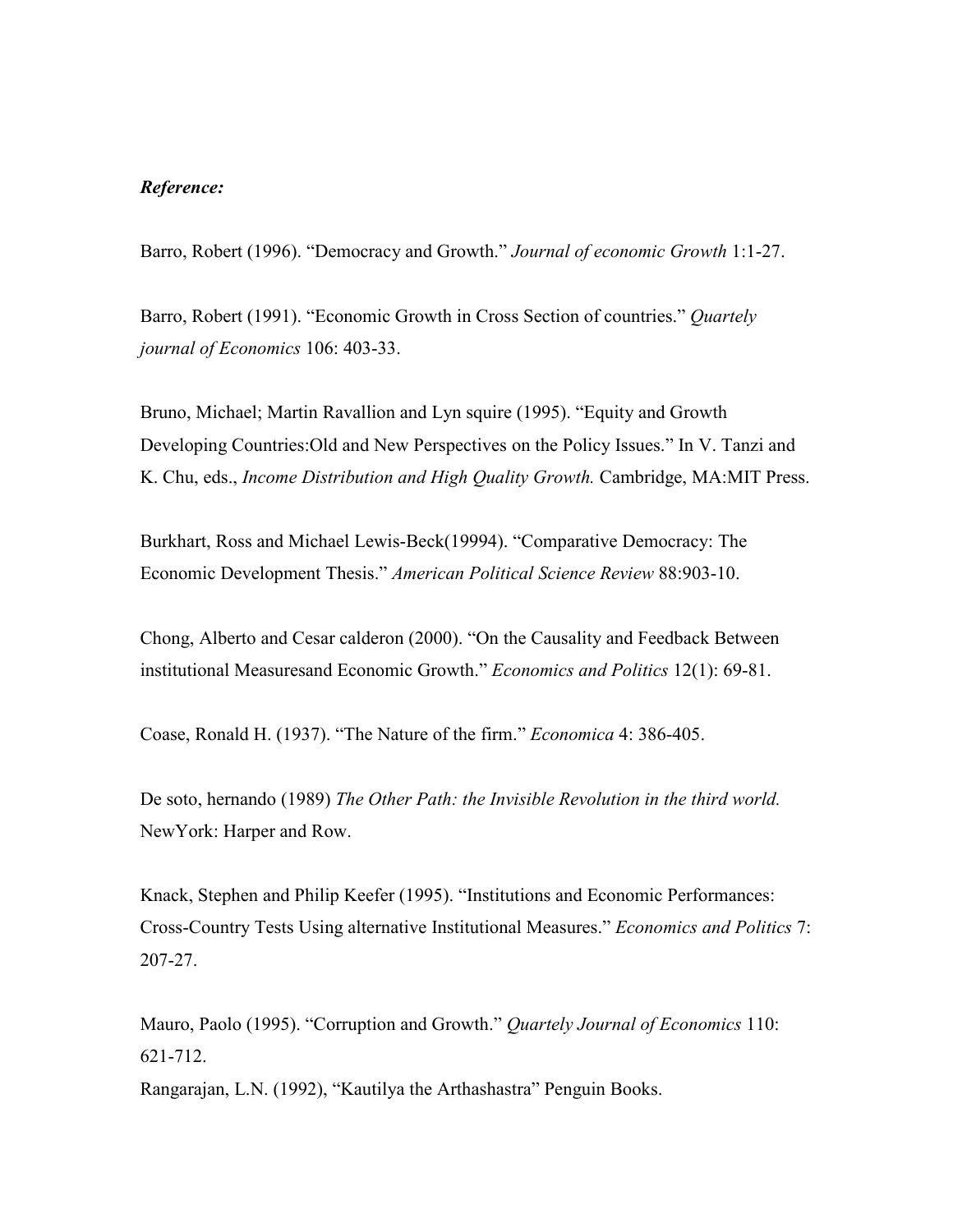***Reference:***

Barro, Robert (1996). “Democracy and Growth.” *Journal of economic Growth* 1:1-27.

Barro, Robert (1991). “Economic Growth in Cross Section of countries.” *Quartely journal of Economics* 106: 403-33.

Bruno, Michael; Martin Ravallion and Lyn squire (1995). “Equity and Growth Developing Countries:Old and New Perspectives on the Policy Issues.” In V. Tanzi and K. Chu, eds., *Income Distribution and High Quality Growth.* Cambridge, MA:MIT Press.

Burkhart, Ross and Michael Lewis-Beck(19994). “Comparative Democracy: The Economic Development Thesis.” *American Political Science Review* 88:903-10.

Chong, Alberto and Cesar calderon (2000). “On the Causality and Feedback Between institutional Measuresand Economic Growth.” *Economics and Politics* 12(1): 69-81.

Coase, Ronald H. (1937). “The Nature of the firm.” *Economica* 4: 386-405.

De soto, hernando (1989) *The Other Path: the Invisible Revolution in the third world.* NewYork: Harper and Row.

Knack, Stephen and Philip Keefer (1995). “Institutions and Economic Performances: Cross-Country Tests Using alternative Institutional Measures.” *Economics and Politics* 7: 207-27.

Mauro, Paolo (1995). “Corruption and Growth.” *Quartely Journal of Economics* 110: 621-712.

Rangarajan, L.N. (1992), “Kautilya the Arthashastra” Penguin Books.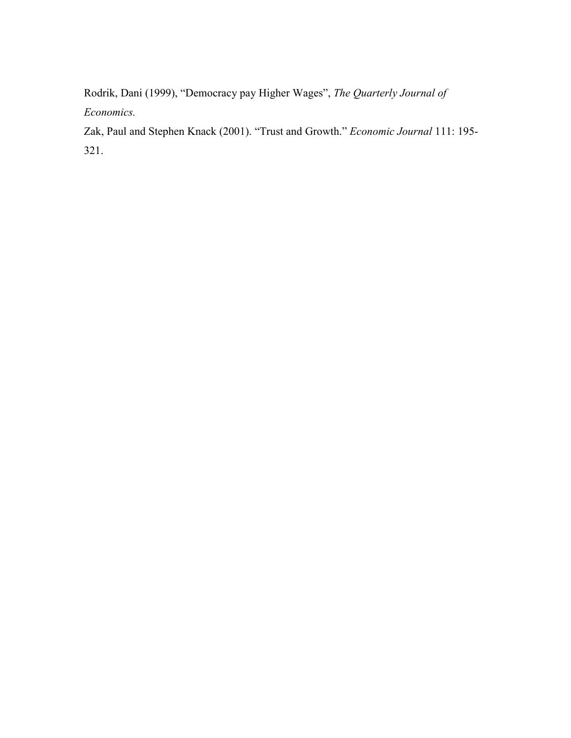Rodrik, Dani (1999), "Democracy pay Higher Wages", *The Quarterly Journal of Economics.*

Zak, Paul and Stephen Knack (2001). "Trust and Growth." *Economic Journal* 111: 195-321.